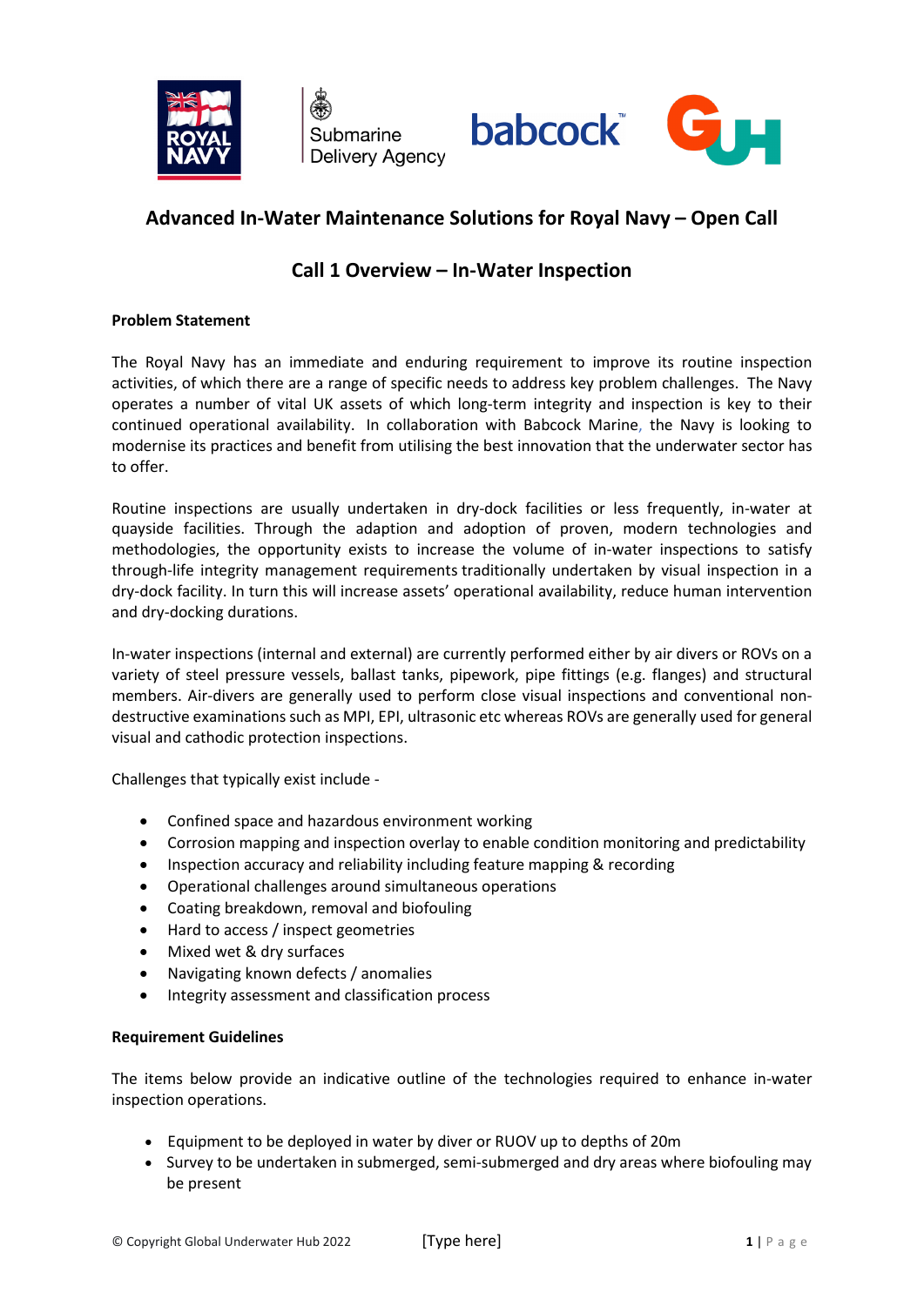# Advanced In-Water Maintenance Solutions for Royal Navy – Open Call

## Call 1 Overview – In-Water Inspection

**Problem Statement**

The Royal Navy has an immediate and enduring requirement to improve its routine inspection activities, of which there are a range of specific needs to address key problem challenges. The Navy operates a number of vital UK assets of which long-term integrity and inspection is key to their continued operational availability. In collaboration with Babcock Marine, the Navy is looking to modernise its practices and benefit from utilising the best innovation that the underwater sector has to offer.

Routine inspections are usually undertaken in dry-dock facilities or less frequently, in-water at quayside facilities. Through the adaption and adoption of proven, modern technologies and methodologies, the opportunity exists to increase the volume of in-water inspections to satisfy through-life integrity management requirements traditionally undertaken by visual inspection in a dry-dock facility. In turn this will increase assets' operational availability, reduce human intervention and dry-docking durations.

In-water inspections (internal and external) are currently performed either by air divers or ROVs on a variety of steel pressure vessels, ballast tanks, pipework, pipe fittings (e.g. flanges) and structural members. Air-divers are generally used to perform close visual inspections and conventional non-destructive examinations such as MPI, EPI, ultrasonic etc whereas ROVs are generally used for general visual and cathodic protection inspections.

Challenges that typically exist include -

- Confined space and hazardous environment working
- Corrosion mapping and inspection overlay to enable condition monitoring and predictability
- Inspection accuracy and reliability including feature mapping & recording
- Operational challenges around simultaneous operations
- Coating breakdown, removal and biofouling
- Hard to access / inspect geometries
- Mixed wet & dry surfaces
- Navigating known defects / anomalies
- Integrity assessment and classification process

**Requirement Guidelines**

The items below provide an indicative outline of the technologies required to enhance in-water inspection operations.

- Equipment to be deployed in water by diver or RUOV up to depths of 20m
- Survey to be undertaken in submerged, semi-submerged and dry areas where biofouling may be present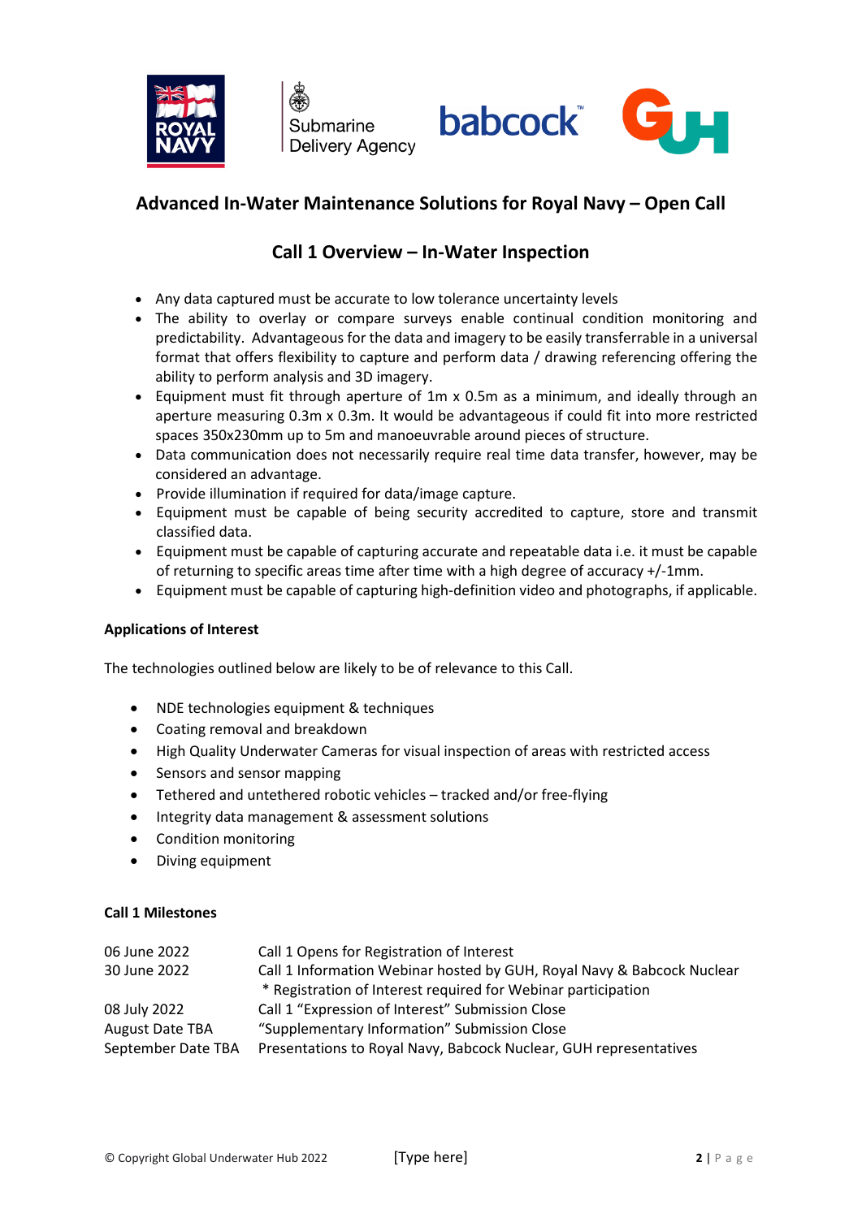## Advanced In-Water Maintenance Solutions for Royal Navy – Open Call

## Call 1 Overview – In-Water Inspection

- Any data captured must be accurate to low tolerance uncertainty levels
- The ability to overlay or compare surveys enable continual condition monitoring and predictability. Advantageous for the data and imagery to be easily transferrable in a universal format that offers flexibility to capture and perform data / drawing referencing offering the ability to perform analysis and 3D imagery.
- Equipment must fit through aperture of 1m x 0.5m as a minimum, and ideally through an aperture measuring 0.3m x 0.3m. It would be advantageous if could fit into more restricted spaces 350x230mm up to 5m and manoeuvrable around pieces of structure.
- Data communication does not necessarily require real time data transfer, however, may be considered an advantage.
- Provide illumination if required for data/image capture.
- Equipment must be capable of being security accredited to capture, store and transmit classified data.
- Equipment must be capable of capturing accurate and repeatable data i.e. it must be capable of returning to specific areas time after time with a high degree of accuracy +/-1mm.
- Equipment must be capable of capturing high-definition video and photographs, if applicable.

**Applications of Interest**

The technologies outlined below are likely to be of relevance to this Call.

- NDE technologies equipment & techniques
- Coating removal and breakdown
- High Quality Underwater Cameras for visual inspection of areas with restricted access
- Sensors and sensor mapping
- Tethered and untethered robotic vehicles – tracked and/or free-flying
- Integrity data management & assessment solutions
- Condition monitoring
- Diving equipment

**Call 1 Milestones**

| | |
|---|---|
| 06 June 2022 | Call 1 Opens for Registration of Interest |
| 30 June 2022 | Call 1 Information Webinar hosted by GUH, Royal Navy & Babcock Nuclear<br>* Registration of Interest required for Webinar participation |
| 08 July 2022 | Call 1 "Expression of Interest" Submission Close |
| August Date TBA | "Supplementary Information" Submission Close |
| September Date TBA | Presentations to Royal Navy, Babcock Nuclear, GUH representatives |